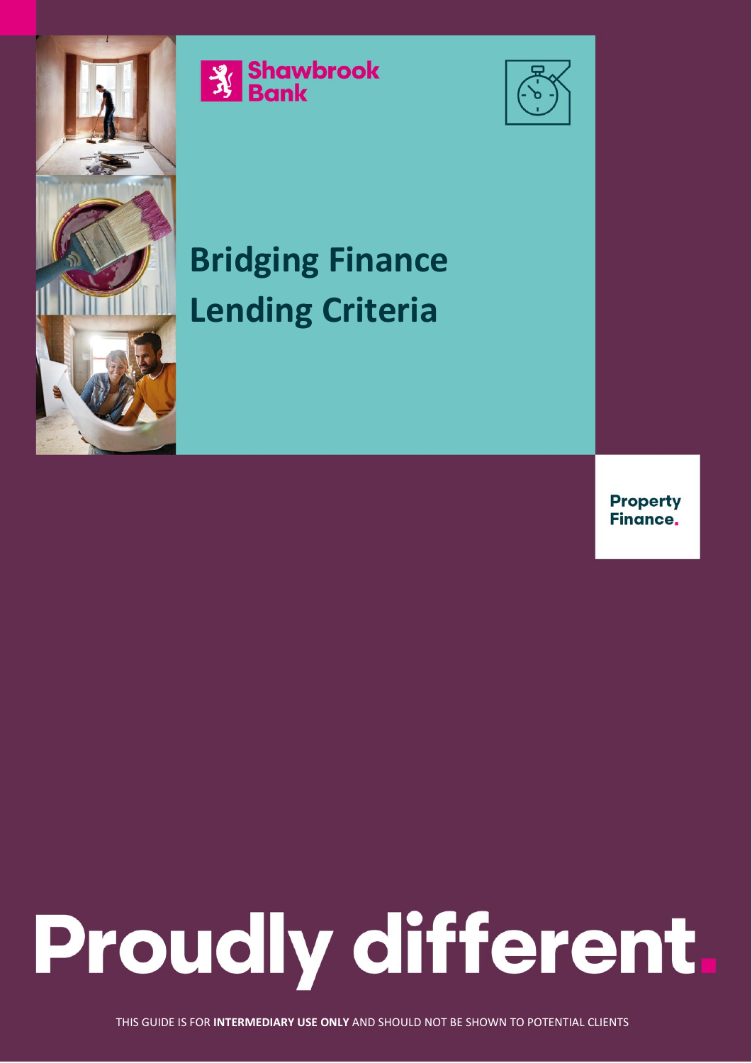Shawbrook Bank

# Bridging Finance Lending Criteria

Property Finance.

Proudly different.

THIS GUIDE IS FOR **INTERMEDIARY USE ONLY** AND SHOULD NOT BE SHOWN TO POTENTIAL CLIENTS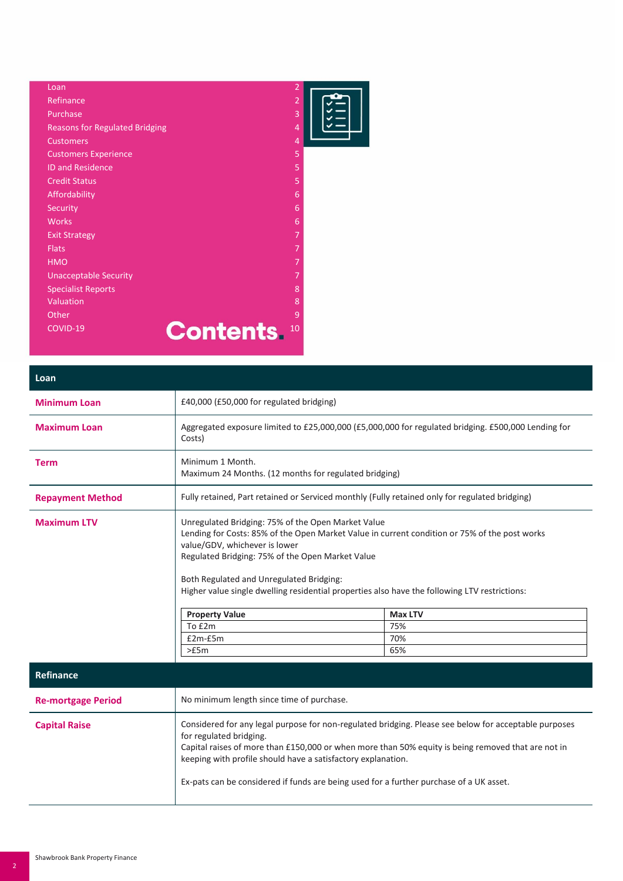# Contents

| Section | Page |
|---|---|
| Loan | 2 |
| Refinance | 2 |
| Purchase | 3 |
| Reasons for Regulated Bridging | 4 |
| Customers | 4 |
| Customers Experience | 5 |
| ID and Residence | 5 |
| Credit Status | 5 |
| Affordability | 6 |
| Security | 6 |
| Works | 6 |
| Exit Strategy | 7 |
| Flats | 7 |
| HMO | 7 |
| Unacceptable Security | 7 |
| Specialist Reports | 8 |
| Valuation | 8 |
| Other | 9 |
| COVID-19 | 10 |

## Loan

| | |
|---|---|
| **Minimum Loan** | £40,000 (£50,000 for regulated bridging) |
| **Maximum Loan** | Aggregated exposure limited to £25,000,000 (£5,000,000 for regulated bridging. £500,000 Lending for Costs) |
| **Term** | Minimum 1 Month.<br>Maximum 24 Months. (12 months for regulated bridging) |
| **Repayment Method** | Fully retained, Part retained or Serviced monthly (Fully retained only for regulated bridging) |
| **Maximum LTV** | Unregulated Bridging: 75% of the Open Market Value<br>Lending for Costs: 85% of the Open Market Value in current condition or 75% of the post works value/GDV, whichever is lower<br>Regulated Bridging: 75% of the Open Market Value<br><br>Both Regulated and Unregulated Bridging:<br>Higher value single dwelling residential properties also have the following LTV restrictions: |

| Property Value | Max LTV |
|---|---|
| To £2m | 75% |
| £2m-£5m | 70% |
| >£5m | 65% |

## Refinance

| | |
|---|---|
| **Re-mortgage Period** | No minimum length since time of purchase. |
| **Capital Raise** | Considered for any legal purpose for non-regulated bridging. Please see below for acceptable purposes for regulated bridging.<br>Capital raises of more than £150,000 or when more than 50% equity is being removed that are not in keeping with profile should have a satisfactory explanation.<br><br>Ex-pats can be considered if funds are being used for a further purchase of a UK asset. |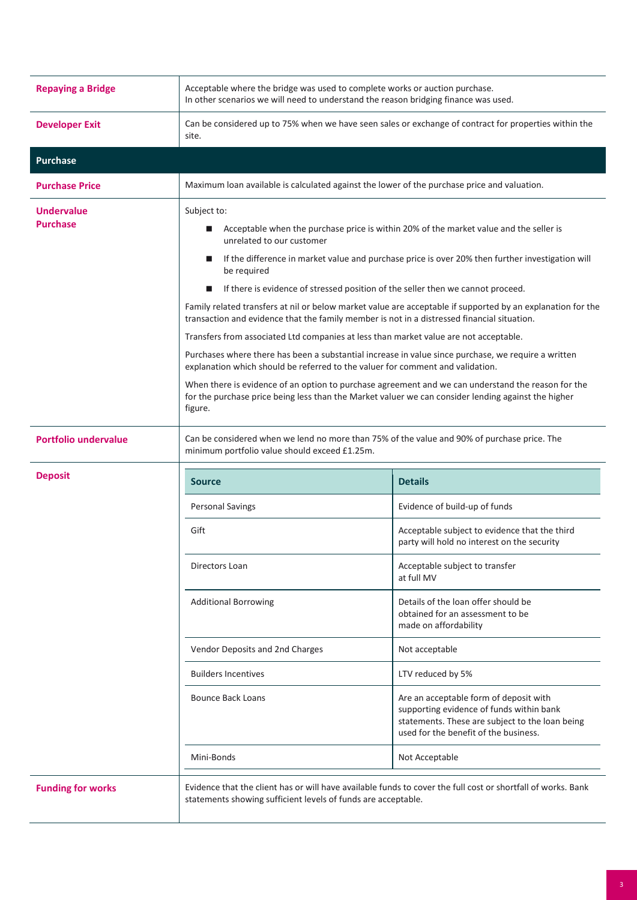| | |
|---|---|
| **Repaying a Bridge** | Acceptable where the bridge was used to complete works or auction purchase.<br>In other scenarios we will need to understand the reason bridging finance was used. |
| **Developer Exit** | Can be considered up to 75% when we have seen sales or exchange of contract for properties within the site. |

## Purchase

| | |
|---|---|
| **Purchase Price** | Maximum loan available is calculated against the lower of the purchase price and valuation. |
| **Undervalue Purchase** | Subject to:<br>■ Acceptable when the purchase price is within 20% of the market value and the seller is unrelated to our customer<br>■ If the difference in market value and purchase price is over 20% then further investigation will be required<br>■ If there is evidence of stressed position of the seller then we cannot proceed.<br>Family related transfers at nil or below market value are acceptable if supported by an explanation for the transaction and evidence that the family member is not in a distressed financial situation.<br>Transfers from associated Ltd companies at less than market value are not acceptable.<br>Purchases where there has been a substantial increase in value since purchase, we require a written explanation which should be referred to the valuer for comment and validation.<br>When there is evidence of an option to purchase agreement and we can understand the reason for the for the purchase price being less than the Market valuer we can consider lending against the higher figure. |
| **Portfolio undervalue** | Can be considered when we lend no more than 75% of the value and 90% of purchase price. The minimum portfolio value should exceed £1.25m. |

**Deposit**

| Source | Details |
|---|---|
| Personal Savings | Evidence of build-up of funds |
| Gift | Acceptable subject to evidence that the third party will hold no interest on the security |
| Directors Loan | Acceptable subject to transfer at full MV |
| Additional Borrowing | Details of the loan offer should be obtained for an assessment to be made on affordability |
| Vendor Deposits and 2nd Charges | Not acceptable |
| Builders Incentives | LTV reduced by 5% |
| Bounce Back Loans | Are an acceptable form of deposit with supporting evidence of funds within bank statements. These are subject to the loan being used for the benefit of the business. |
| Mini-Bonds | Not Acceptable |

| | |
|---|---|
| **Funding for works** | Evidence that the client has or will have available funds to cover the full cost or shortfall of works. Bank statements showing sufficient levels of funds are acceptable. |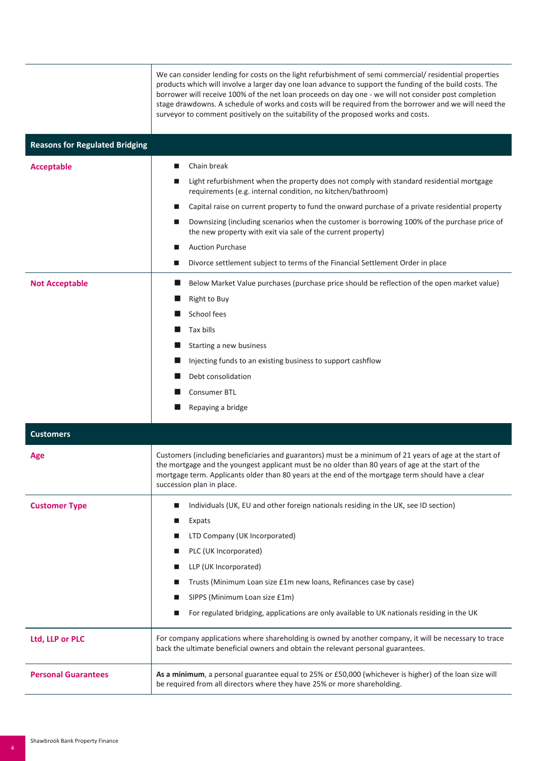| | |
|---|---|
| | We can consider lending for costs on the light refurbishment of semi commercial/ residential properties products which will involve a larger day one loan advance to support the funding of the build costs. The borrower will receive 100% of the net loan proceeds on day one - we will not consider post completion stage drawdowns. A schedule of works and costs will be required from the borrower and we will need the surveyor to comment positively on the suitability of the proposed works and costs. |

## Reasons for Regulated Bridging

| | |
|---|---|
| **Acceptable** | ■ Chain break<br>■ Light refurbishment when the property does not comply with standard residential mortgage requirements (e.g. internal condition, no kitchen/bathroom)<br>■ Capital raise on current property to fund the onward purchase of a private residential property<br>■ Downsizing (including scenarios when the customer is borrowing 100% of the purchase price of the new property with exit via sale of the current property)<br>■ Auction Purchase<br>■ Divorce settlement subject to terms of the Financial Settlement Order in place |
| **Not Acceptable** | ■ Below Market Value purchases (purchase price should be reflection of the open market value)<br>■ Right to Buy<br>■ School fees<br>■ Tax bills<br>■ Starting a new business<br>■ Injecting funds to an existing business to support cashflow<br>■ Debt consolidation<br>■ Consumer BTL<br>■ Repaying a bridge |

## Customers

| | |
|---|---|
| **Age** | Customers (including beneficiaries and guarantors) must be a minimum of 21 years of age at the start of the mortgage and the youngest applicant must be no older than 80 years of age at the start of the mortgage term. Applicants older than 80 years at the end of the mortgage term should have a clear succession plan in place. |
| **Customer Type** | ■ Individuals (UK, EU and other foreign nationals residing in the UK, see ID section)<br>■ Expats<br>■ LTD Company (UK Incorporated)<br>■ PLC (UK Incorporated)<br>■ LLP (UK Incorporated)<br>■ Trusts (Minimum Loan size £1m new loans, Refinances case by case)<br>■ SIPPS (Minimum Loan size £1m)<br>■ For regulated bridging, applications are only available to UK nationals residing in the UK |
| **Ltd, LLP or PLC** | For company applications where shareholding is owned by another company, it will be necessary to trace back the ultimate beneficial owners and obtain the relevant personal guarantees. |
| **Personal Guarantees** | **As a minimum**, a personal guarantee equal to 25% or £50,000 (whichever is higher) of the loan size will be required from all directors where they have 25% or more shareholding. |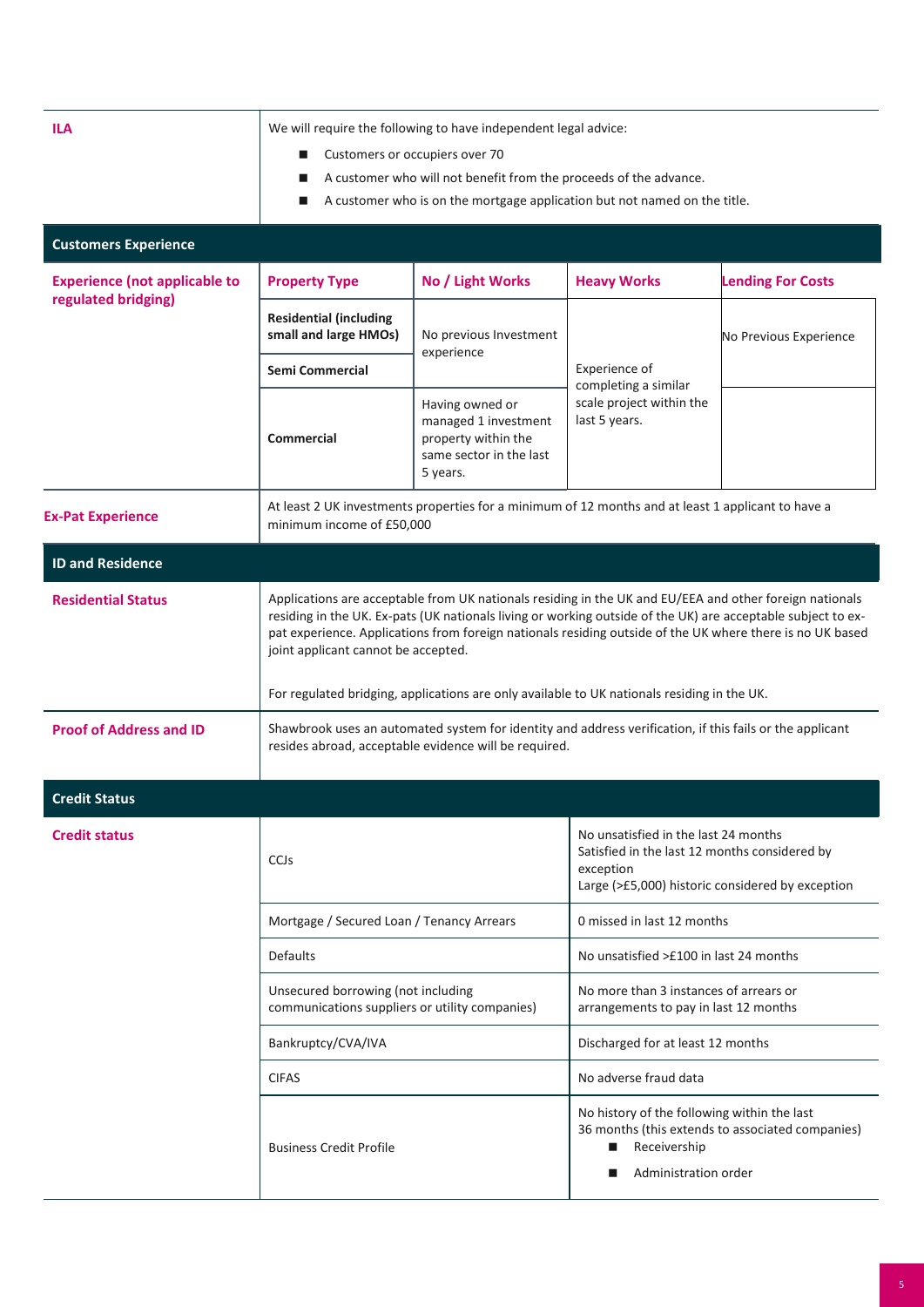| | |
|---|---|
| **ILA** | We will require the following to have independent legal advice:<br>■ Customers or occupiers over 70<br>■ A customer who will not benefit from the proceeds of the advance.<br>■ A customer who is on the mortgage application but not named on the title. |

## Customers Experience

| **Experience (not applicable to regulated bridging)** | **Property Type** | **No / Light Works** | **Heavy Works** | **Lending For Costs** |
|---|---|---|---|---|
| | **Residential (including small and large HMOs)** | No previous Investment experience | Experience of completing a similar scale project within the last 5 years. | No Previous Experience |
| | **Semi Commercial** | | | |
| | **Commercial** | Having owned or managed 1 investment property within the same sector in the last 5 years. | | |

| | |
|---|---|
| **Ex-Pat Experience** | At least 2 UK investments properties for a minimum of 12 months and at least 1 applicant to have a minimum income of £50,000 |

## ID and Residence

| | |
|---|---|
| **Residential Status** | Applications are acceptable from UK nationals residing in the UK and EU/EEA and other foreign nationals residing in the UK. Ex-pats (UK nationals living or working outside of the UK) are acceptable subject to ex-pat experience. Applications from foreign nationals residing outside of the UK where there is no UK based joint applicant cannot be accepted.<br><br>For regulated bridging, applications are only available to UK nationals residing in the UK. |
| **Proof of Address and ID** | Shawbrook uses an automated system for identity and address verification, if this fails or the applicant resides abroad, acceptable evidence will be required. |

## Credit Status

| **Credit status** | | |
|---|---|---|
| | CCJs | No unsatisfied in the last 24 months<br>Satisfied in the last 12 months considered by exception<br>Large (>£5,000) historic considered by exception |
| | Mortgage / Secured Loan / Tenancy Arrears | 0 missed in last 12 months |
| | Defaults | No unsatisfied >£100 in last 24 months |
| | Unsecured borrowing (not including communications suppliers or utility companies) | No more than 3 instances of arrears or arrangements to pay in last 12 months |
| | Bankruptcy/CVA/IVA | Discharged for at least 12 months |
| | CIFAS | No adverse fraud data |
| | Business Credit Profile | No history of the following within the last 36 months (this extends to associated companies)<br>■ Receivership<br>■ Administration order |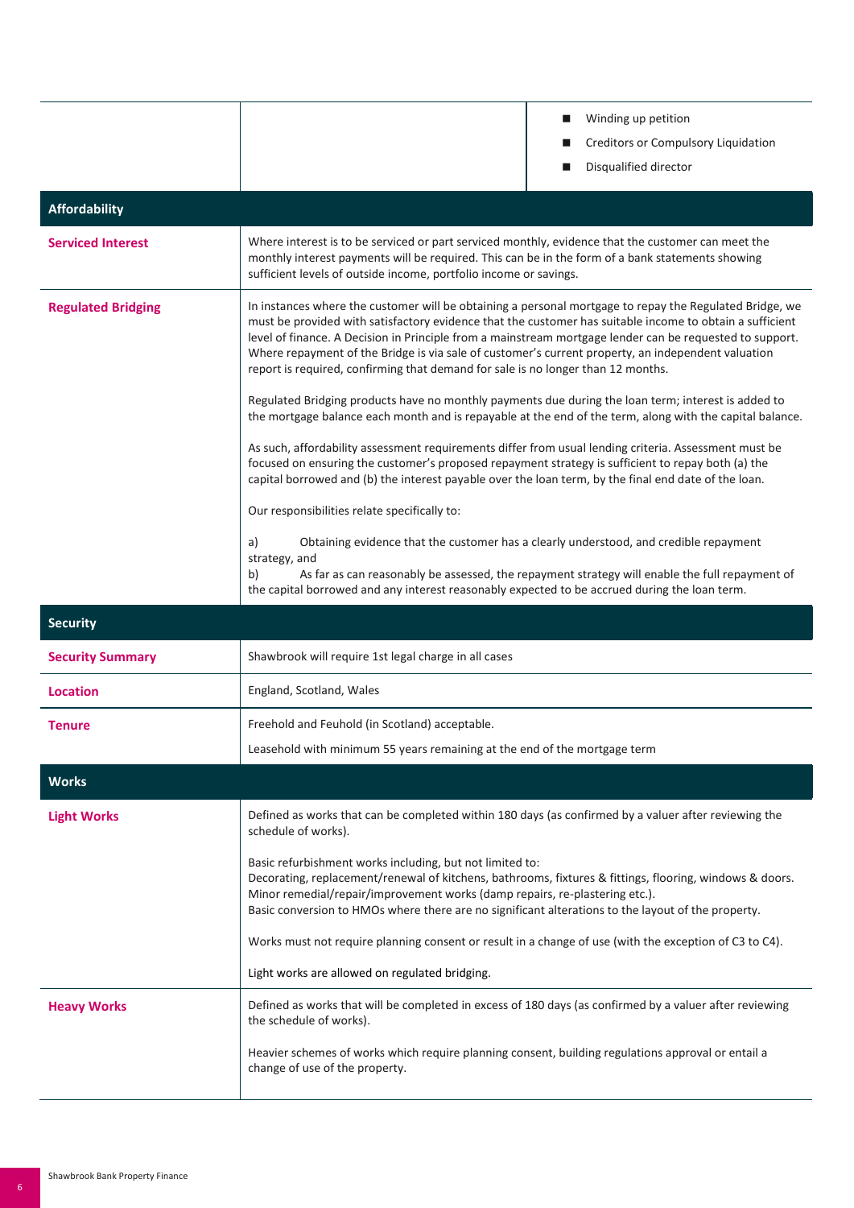| | | |
|---|---|---|
| | | ■ Winding up petition<br>■ Creditors or Compulsory Liquidation<br>■ Disqualified director |

| **Affordability** | |
|---|---|
| **Serviced Interest** | Where interest is to be serviced or part serviced monthly, evidence that the customer can meet the monthly interest payments will be required. This can be in the form of a bank statements showing sufficient levels of outside income, portfolio income or savings. |
| **Regulated Bridging** | In instances where the customer will be obtaining a personal mortgage to repay the Regulated Bridge, we must be provided with satisfactory evidence that the customer has suitable income to obtain a sufficient level of finance. A Decision in Principle from a mainstream mortgage lender can be requested to support. Where repayment of the Bridge is via sale of customer's current property, an independent valuation report is required, confirming that demand for sale is no longer than 12 months.<br><br>Regulated Bridging products have no monthly payments due during the loan term; interest is added to the mortgage balance each month and is repayable at the end of the term, along with the capital balance.<br><br>As such, affordability assessment requirements differ from usual lending criteria. Assessment must be focused on ensuring the customer's proposed repayment strategy is sufficient to repay both (a) the capital borrowed and (b) the interest payable over the loan term, by the final end date of the loan.<br><br>Our responsibilities relate specifically to:<br><br>a) Obtaining evidence that the customer has a clearly understood, and credible repayment strategy, and<br>b) As far as can reasonably be assessed, the repayment strategy will enable the full repayment of the capital borrowed and any interest reasonably expected to be accrued during the loan term. |
| **Security** | |
| **Security Summary** | Shawbrook will require 1st legal charge in all cases |
| **Location** | England, Scotland, Wales |
| **Tenure** | Freehold and Feuhold (in Scotland) acceptable.<br><br>Leasehold with minimum 55 years remaining at the end of the mortgage term |
| **Works** | |
| **Light Works** | Defined as works that can be completed within 180 days (as confirmed by a valuer after reviewing the schedule of works).<br><br>Basic refurbishment works including, but not limited to:<br>Decorating, replacement/renewal of kitchens, bathrooms, fixtures & fittings, flooring, windows & doors.<br>Minor remedial/repair/improvement works (damp repairs, re-plastering etc.).<br>Basic conversion to HMOs where there are no significant alterations to the layout of the property.<br><br>Works must not require planning consent or result in a change of use (with the exception of C3 to C4).<br><br>Light works are allowed on regulated bridging. |
| **Heavy Works** | Defined as works that will be completed in excess of 180 days (as confirmed by a valuer after reviewing the schedule of works).<br><br>Heavier schemes of works which require planning consent, building regulations approval or entail a change of use of the property. |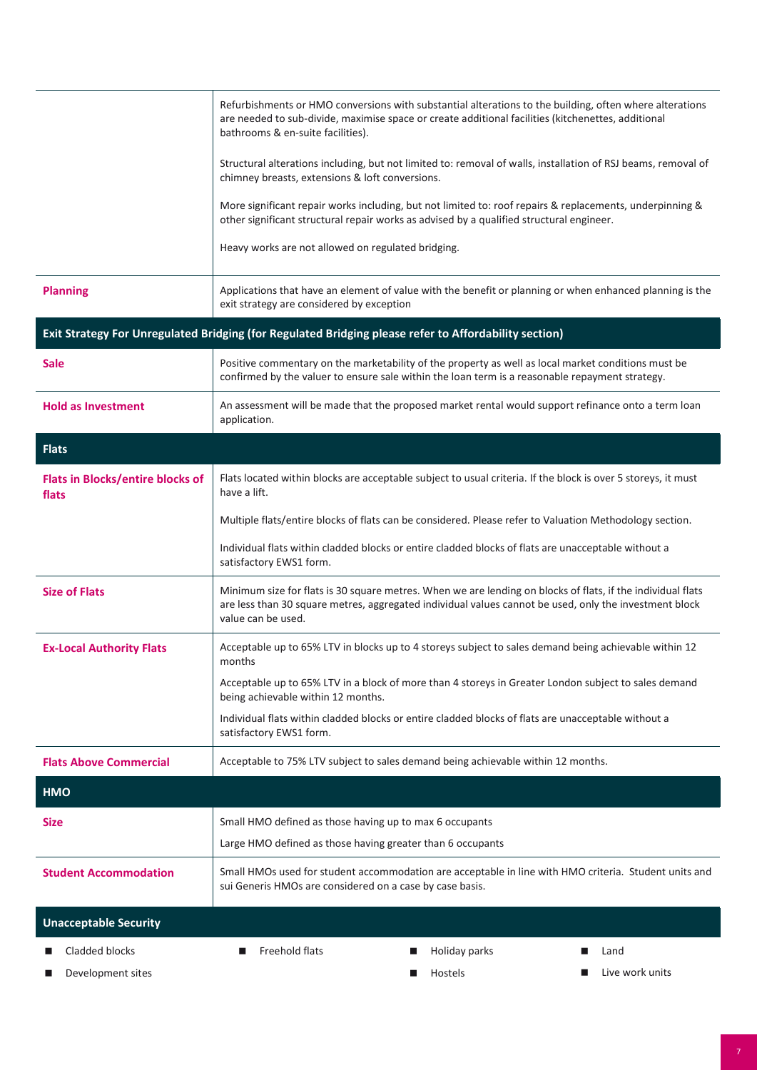| | |
|---|---|
| | Refurbishments or HMO conversions with substantial alterations to the building, often where alterations are needed to sub-divide, maximise space or create additional facilities (kitchenettes, additional bathrooms & en-suite facilities).<br><br>Structural alterations including, but not limited to: removal of walls, installation of RSJ beams, removal of chimney breasts, extensions & loft conversions.<br><br>More significant repair works including, but not limited to: roof repairs & replacements, underpinning & other significant structural repair works as advised by a qualified structural engineer.<br><br>Heavy works are not allowed on regulated bridging. |
| **Planning** | Applications that have an element of value with the benefit or planning or when enhanced planning is the exit strategy are considered by exception |
| **Exit Strategy For Unregulated Bridging (for Regulated Bridging please refer to Affordability section)** | |
| **Sale** | Positive commentary on the marketability of the property as well as local market conditions must be confirmed by the valuer to ensure sale within the loan term is a reasonable repayment strategy. |
| **Hold as Investment** | An assessment will be made that the proposed market rental would support refinance onto a term loan application. |
| **Flats** | |
| **Flats in Blocks/entire blocks of flats** | Flats located within blocks are acceptable subject to usual criteria. If the block is over 5 storeys, it must have a lift.<br><br>Multiple flats/entire blocks of flats can be considered. Please refer to Valuation Methodology section.<br><br>Individual flats within cladded blocks or entire cladded blocks of flats are unacceptable without a satisfactory EWS1 form. |
| **Size of Flats** | Minimum size for flats is 30 square metres. When we are lending on blocks of flats, if the individual flats are less than 30 square metres, aggregated individual values cannot be used, only the investment block value can be used. |
| **Ex-Local Authority Flats** | Acceptable up to 65% LTV in blocks up to 4 storeys subject to sales demand being achievable within 12 months<br><br>Acceptable up to 65% LTV in a block of more than 4 storeys in Greater London subject to sales demand being achievable within 12 months.<br><br>Individual flats within cladded blocks or entire cladded blocks of flats are unacceptable without a satisfactory EWS1 form. |
| **Flats Above Commercial** | Acceptable to 75% LTV subject to sales demand being achievable within 12 months. |
| **HMO** | |
| **Size** | Small HMO defined as those having up to max 6 occupants<br><br>Large HMO defined as those having greater than 6 occupants |
| **Student Accommodation** | Small HMOs used for student accommodation are acceptable in line with HMO criteria. Student units and sui Generis HMOs are considered on a case by case basis. |

**Unacceptable Security**

- Cladded blocks
- Development sites
- Freehold flats
- Holiday parks
- Hostels
- Land
- Live work units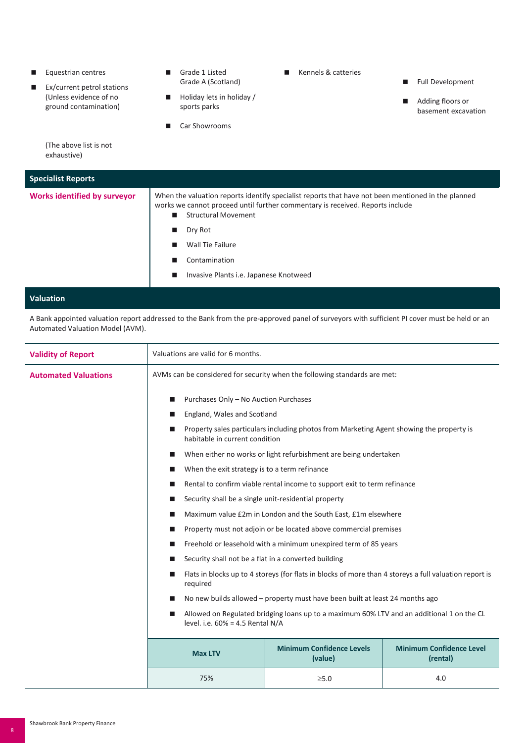- Equestrian centres
- Ex/current petrol stations (Unless evidence of no ground contamination)
- Grade 1 Listed Grade A (Scotland)
- Holiday lets in holiday / sports parks
- Car Showrooms
- Kennels & catteries
- Full Development
- Adding floors or basement excavation

(The above list is not exhaustive)

## Specialist Reports

| | |
|---|---|
| **Works identified by surveyor** | When the valuation reports identify specialist reports that have not been mentioned in the planned works we cannot proceed until further commentary is received. Reports include<br>■ Structural Movement<br>■ Dry Rot<br>■ Wall Tie Failure<br>■ Contamination<br>■ Invasive Plants i.e. Japanese Knotweed |

## Valuation

A Bank appointed valuation report addressed to the Bank from the pre-approved panel of surveyors with sufficient PI cover must be held or an Automated Valuation Model (AVM).

| | |
|---|---|
| **Validity of Report** | Valuations are valid for 6 months. |
| **Automated Valuations** | AVMs can be considered for security when the following standards are met:<br>■ Purchases Only – No Auction Purchases<br>■ England, Wales and Scotland<br>■ Property sales particulars including photos from Marketing Agent showing the property is habitable in current condition<br>■ When either no works or light refurbishment are being undertaken<br>■ When the exit strategy is to a term refinance<br>■ Rental to confirm viable rental income to support exit to term refinance<br>■ Security shall be a single unit-residential property<br>■ Maximum value £2m in London and the South East, £1m elsewhere<br>■ Property must not adjoin or be located above commercial premises<br>■ Freehold or leasehold with a minimum unexpired term of 85 years<br>■ Security shall not be a flat in a converted building<br>■ Flats in blocks up to 4 storeys (for flats in blocks of more than 4 storeys a full valuation report is required<br>■ No new builds allowed – property must have been built at least 24 months ago<br>■ Allowed on Regulated bridging loans up to a maximum 60% LTV and an additional 1 on the CL level. i.e. 60% = 4.5 Rental N/A |

| Max LTV | Minimum Confidence Levels (value) | Minimum Confidence Level (rental) |
|---|---|---|
| 75% | ≥5.0 | 4.0 |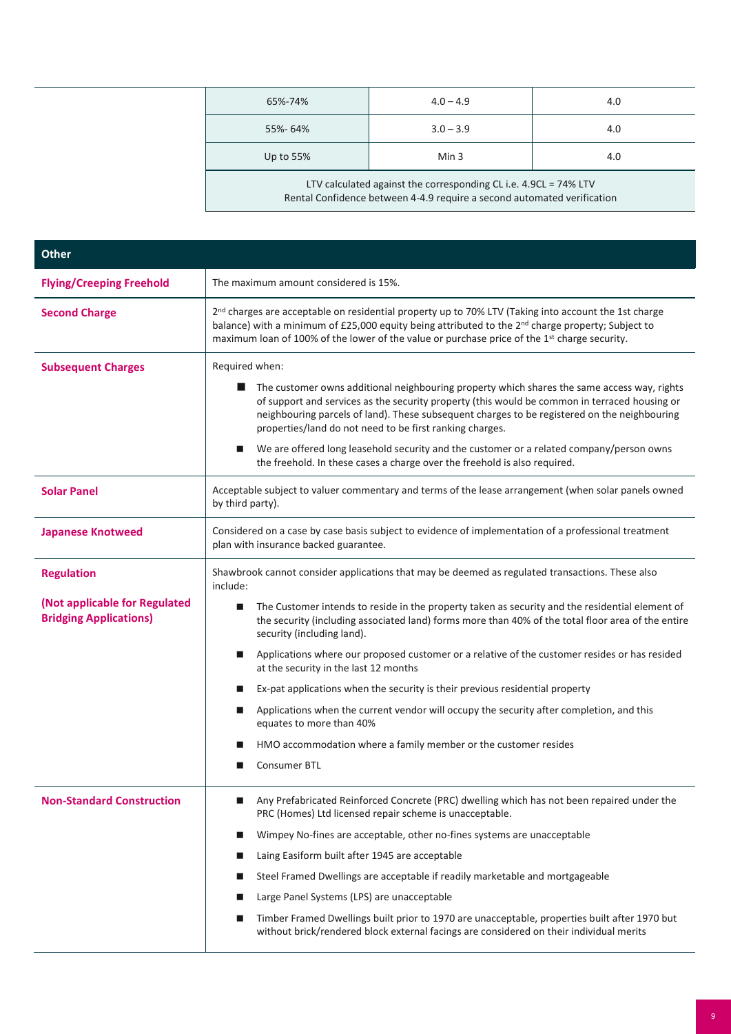| | | |
|---|---|---|
| 65%-74% | 4.0 – 4.9 | 4.0 |
| 55%- 64% | 3.0 – 3.9 | 4.0 |
| Up to 55% | Min 3 | 4.0 |
| LTV calculated against the corresponding CL i.e. 4.9CL = 74% LTV<br>Rental Confidence between 4-4.9 require a second automated verification | | |

| **Other** | |
|---|---|
| **Flying/Creeping Freehold** | The maximum amount considered is 15%. |
| **Second Charge** | 2nd charges are acceptable on residential property up to 70% LTV (Taking into account the 1st charge balance) with a minimum of £25,000 equity being attributed to the 2nd charge property; Subject to maximum loan of 100% of the lower of the value or purchase price of the 1st charge security. |
| **Subsequent Charges** | Required when:<br>■ The customer owns additional neighbouring property which shares the same access way, rights of support and services as the security property (this would be common in terraced housing or neighbouring parcels of land). These subsequent charges to be registered on the neighbouring properties/land do not need to be first ranking charges.<br>■ We are offered long leasehold security and the customer or a related company/person owns the freehold. In these cases a charge over the freehold is also required. |
| **Solar Panel** | Acceptable subject to valuer commentary and terms of the lease arrangement (when solar panels owned by third party). |
| **Japanese Knotweed** | Considered on a case by case basis subject to evidence of implementation of a professional treatment plan with insurance backed guarantee. |
| **Regulation**<br>**(Not applicable for Regulated Bridging Applications)** | Shawbrook cannot consider applications that may be deemed as regulated transactions. These also include:<br>■ The Customer intends to reside in the property taken as security and the residential element of the security (including associated land) forms more than 40% of the total floor area of the entire security (including land).<br>■ Applications where our proposed customer or a relative of the customer resides or has resided at the security in the last 12 months<br>■ Ex-pat applications when the security is their previous residential property<br>■ Applications when the current vendor will occupy the security after completion, and this equates to more than 40%<br>■ HMO accommodation where a family member or the customer resides<br>■ Consumer BTL |
| **Non-Standard Construction** | ■ Any Prefabricated Reinforced Concrete (PRC) dwelling which has not been repaired under the PRC (Homes) Ltd licensed repair scheme is unacceptable.<br>■ Wimpey No-fines are acceptable, other no-fines systems are unacceptable<br>■ Laing Easiform built after 1945 are acceptable<br>■ Steel Framed Dwellings are acceptable if readily marketable and mortgageable<br>■ Large Panel Systems (LPS) are unacceptable<br>■ Timber Framed Dwellings built prior to 1970 are unacceptable, properties built after 1970 but without brick/rendered block external facings are considered on their individual merits |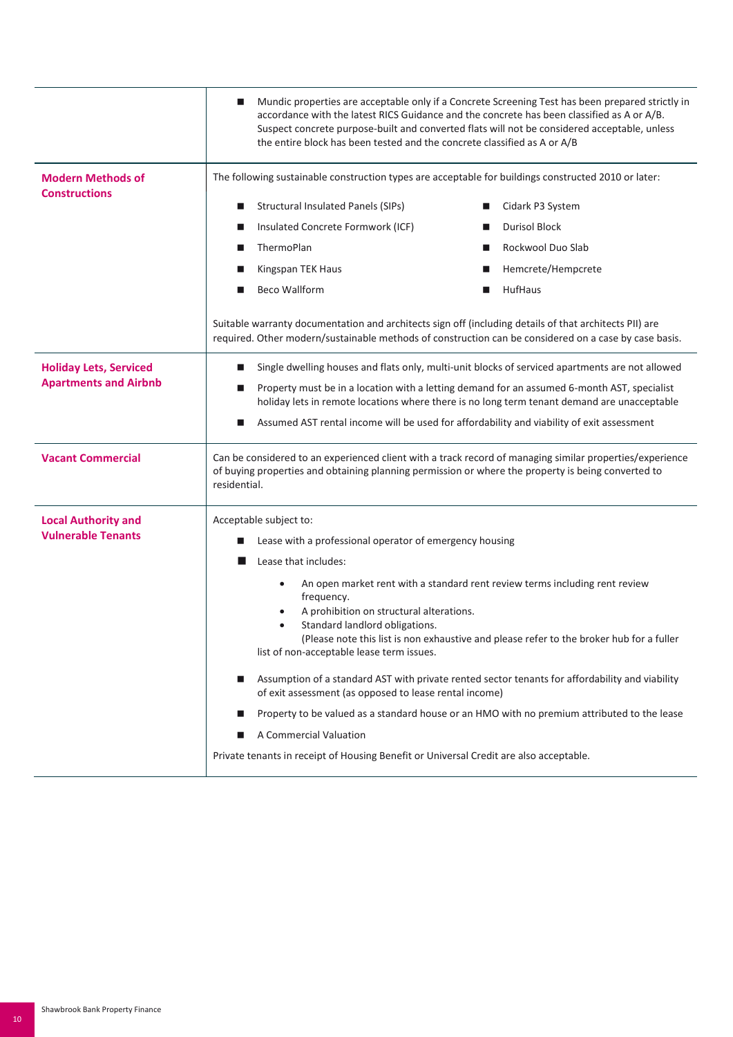| | |
|---|---|
| | ■ Mundic properties are acceptable only if a Concrete Screening Test has been prepared strictly in accordance with the latest RICS Guidance and the concrete has been classified as A or A/B. Suspect concrete purpose-built and converted flats will not be considered acceptable, unless the entire block has been tested and the concrete classified as A or A/B |
| **Modern Methods of Constructions** | The following sustainable construction types are acceptable for buildings constructed 2010 or later:<br>■ Structural Insulated Panels (SIPs)<br>■ Insulated Concrete Formwork (ICF)<br>■ ThermoPlan<br>■ Kingspan TEK Haus<br>■ Beco Wallform<br>■ Cidark P3 System<br>■ Durisol Block<br>■ Rockwool Duo Slab<br>■ Hemcrete/Hempcrete<br>■ HufHaus<br><br>Suitable warranty documentation and architects sign off (including details of that architects PII) are required. Other modern/sustainable methods of construction can be considered on a case by case basis. |
| **Holiday Lets, Serviced Apartments and Airbnb** | ■ Single dwelling houses and flats only, multi-unit blocks of serviced apartments are not allowed<br>■ Property must be in a location with a letting demand for an assumed 6-month AST, specialist holiday lets in remote locations where there is no long term tenant demand are unacceptable<br>■ Assumed AST rental income will be used for affordability and viability of exit assessment |
| **Vacant Commercial** | Can be considered to an experienced client with a track record of managing similar properties/experience of buying properties and obtaining planning permission or where the property is being converted to residential. |
| **Local Authority and Vulnerable Tenants** | Acceptable subject to:<br>■ Lease with a professional operator of emergency housing<br>■ Lease that includes:<br>• An open market rent with a standard rent review terms including rent review frequency.<br>• A prohibition on structural alterations.<br>• Standard landlord obligations.<br>(Please note this list is non exhaustive and please refer to the broker hub for a fuller list of non-acceptable lease term issues.<br>■ Assumption of a standard AST with private rented sector tenants for affordability and viability of exit assessment (as opposed to lease rental income)<br>■ Property to be valued as a standard house or an HMO with no premium attributed to the lease<br>■ A Commercial Valuation<br><br>Private tenants in receipt of Housing Benefit or Universal Credit are also acceptable. |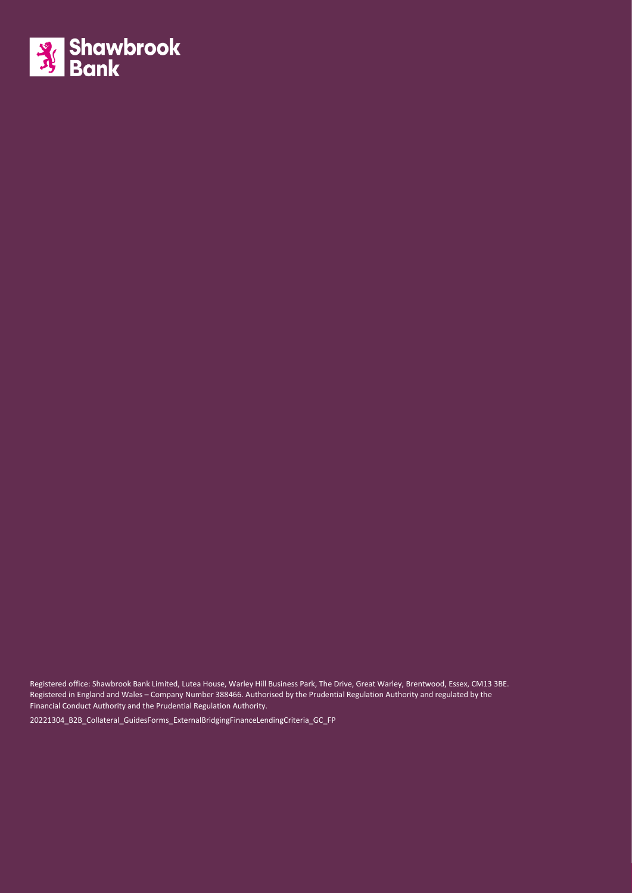Shawbrook Bank

Registered office: Shawbrook Bank Limited, Lutea House, Warley Hill Business Park, The Drive, Great Warley, Brentwood, Essex, CM13 3BE. Registered in England and Wales – Company Number 388466. Authorised by the Prudential Regulation Authority and regulated by the Financial Conduct Authority and the Prudential Regulation Authority.

20221304_B2B_Collateral_GuidesForms_ExternalBridgingFinanceLendingCriteria_GC_FP